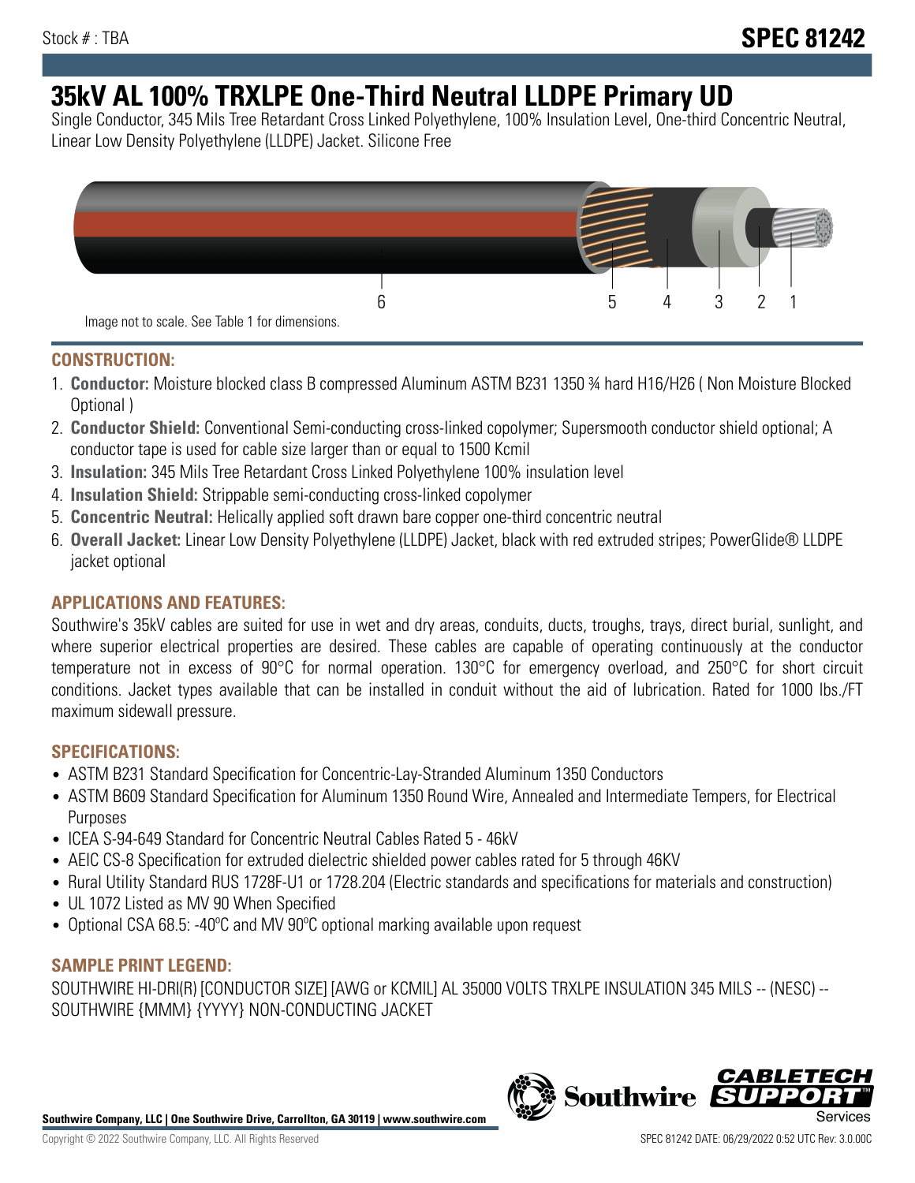Stock # : TBA

# SPEC 81242

# 35kV AL 100% TRXLPE One-Third Neutral LLDPE Primary UD

Single Conductor, 345 Mils Tree Retardant Cross Linked Polyethylene, 100% Insulation Level, One-third Concentric Neutral, Linear Low Density Polyethylene (LLDPE) Jacket. Silicone Free

6 5 4 3 2 1

Image not to scale. See Table 1 for dimensions.

## CONSTRUCTION:

1. **Conductor:** Moisture blocked class B compressed Aluminum ASTM B231 1350 ¾ hard H16/H26 ( Non Moisture Blocked Optional )
2. **Conductor Shield:** Conventional Semi-conducting cross-linked copolymer; Supersmooth conductor shield optional; A conductor tape is used for cable size larger than or equal to 1500 Kcmil
3. **Insulation:** 345 Mils Tree Retardant Cross Linked Polyethylene 100% insulation level
4. **Insulation Shield:** Strippable semi-conducting cross-linked copolymer
5. **Concentric Neutral:** Helically applied soft drawn bare copper one-third concentric neutral
6. **Overall Jacket:** Linear Low Density Polyethylene (LLDPE) Jacket, black with red extruded stripes; PowerGlide® LLDPE jacket optional

## APPLICATIONS AND FEATURES:

Southwire's 35kV cables are suited for use in wet and dry areas, conduits, ducts, troughs, trays, direct burial, sunlight, and where superior electrical properties are desired. These cables are capable of operating continuously at the conductor temperature not in excess of 90°C for normal operation. 130°C for emergency overload, and 250°C for short circuit conditions. Jacket types available that can be installed in conduit without the aid of lubrication. Rated for 1000 lbs./FT maximum sidewall pressure.

## SPECIFICATIONS:

- ASTM B231 Standard Specification for Concentric-Lay-Stranded Aluminum 1350 Conductors
- ASTM B609 Standard Specification for Aluminum 1350 Round Wire, Annealed and Intermediate Tempers, for Electrical Purposes
- ICEA S-94-649 Standard for Concentric Neutral Cables Rated 5 - 46kV
- AEIC CS-8 Specification for extruded dielectric shielded power cables rated for 5 through 46KV
- Rural Utility Standard RUS 1728F-U1 or 1728.204 (Electric standards and specifications for materials and construction)
- UL 1072 Listed as MV 90 When Specified
- Optional CSA 68.5: -40ºC and MV 90ºC optional marking available upon request

## SAMPLE PRINT LEGEND:

SOUTHWIRE HI-DRI(R) [CONDUCTOR SIZE] [AWG or KCMIL] AL 35000 VOLTS TRXLPE INSULATION 345 MILS -- (NESC) -- SOUTHWIRE {MMM} {YYYY} NON-CONDUCTING JACKET

Southwire Company, LLC | One Southwire Drive, Carrollton, GA 30119 | www.southwire.com

Copyright © 2022 Southwire Company, LLC. All Rights Reserved

SPEC 81242 DATE: 06/29/2022 0:52 UTC Rev: 3.0.00C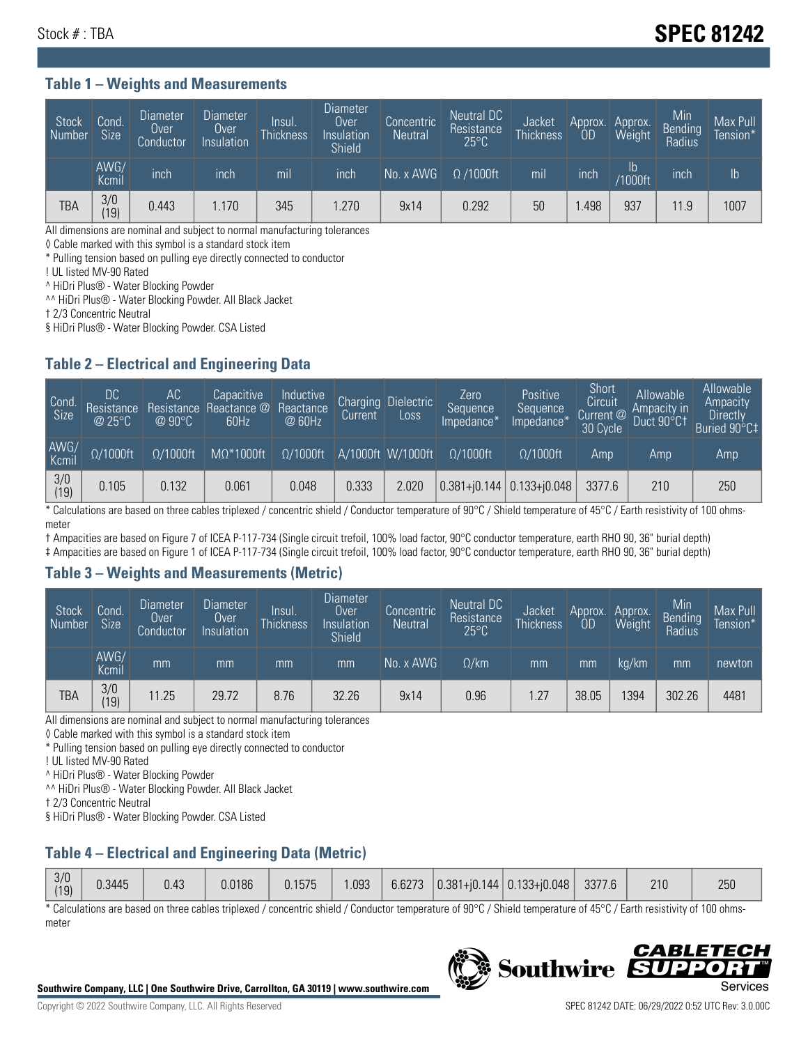Stock # : TBA

# SPEC 81242

## Table 1 – Weights and Measurements

| Stock Number | Cond. Size | Diameter Over Conductor | Diameter Over Insulation | Insul. Thickness | Diameter Over Insulation Shield | Concentric Neutral | Neutral DC Resistance 25°C | Jacket Thickness | Approx. OD | Approx. Weight | Min Bending Radius | Max Pull Tension* |
|---|---|---|---|---|---|---|---|---|---|---|---|---|
| | AWG/ Kcmil | inch | inch | mil | inch | No. x AWG | Ω /1000ft | mil | inch | lb /1000ft | inch | lb |
| TBA | 3/0 (19) | 0.443 | 1.170 | 345 | 1.270 | 9x14 | 0.292 | 50 | 1.498 | 937 | 11.9 | 1007 |

All dimensions are nominal and subject to normal manufacturing tolerances

◊ Cable marked with this symbol is a standard stock item

* Pulling tension based on pulling eye directly connected to conductor

! UL listed MV-90 Rated

^ HiDri Plus® - Water Blocking Powder

^^ HiDri Plus® - Water Blocking Powder. All Black Jacket

† 2/3 Concentric Neutral

§ HiDri Plus® - Water Blocking Powder. CSA Listed

## Table 2 – Electrical and Engineering Data

| Cond. Size | DC Resistance @ 25°C | AC Resistance @ 90°C | Capacitive Reactance @ 60Hz | Inductive Reactance @ 60Hz | Charging Current | Dielectric Loss | Zero Sequence Impedance* | Positive Sequence Impedance* | Short Circuit Current @ 30 Cycle | Allowable Ampacity in Duct 90°C† | Allowable Ampacity Directly Buried 90°C‡ |
|---|---|---|---|---|---|---|---|---|---|---|---|
| AWG/ Kcmil | Ω/1000ft | Ω/1000ft | MΩ*1000ft | Ω/1000ft | A/1000ft | W/1000ft | Ω/1000ft | Ω/1000ft | Amp | Amp | Amp |
| 3/0 (19) | 0.105 | 0.132 | 0.061 | 0.048 | 0.333 | 2.020 | 0.381+j0.144 | 0.133+j0.048 | 3377.6 | 210 | 250 |

* Calculations are based on three cables triplexed / concentric shield / Conductor temperature of 90°C / Shield temperature of 45°C / Earth resistivity of 100 ohms-meter

† Ampacities are based on Figure 7 of ICEA P-117-734 (Single circuit trefoil, 100% load factor, 90°C conductor temperature, earth RHO 90, 36" burial depth)

‡ Ampacities are based on Figure 1 of ICEA P-117-734 (Single circuit trefoil, 100% load factor, 90°C conductor temperature, earth RHO 90, 36" burial depth)

## Table 3 – Weights and Measurements (Metric)

| Stock Number | Cond. Size | Diameter Over Conductor | Diameter Over Insulation | Insul. Thickness | Diameter Over Insulation Shield | Concentric Neutral | Neutral DC Resistance 25°C | Jacket Thickness | Approx. OD | Approx. Weight | Min Bending Radius | Max Pull Tension* |
|---|---|---|---|---|---|---|---|---|---|---|---|---|
| | AWG/ Kcmil | mm | mm | mm | mm | No. x AWG | Ω/km | mm | mm | kg/km | mm | newton |
| TBA | 3/0 (19) | 11.25 | 29.72 | 8.76 | 32.26 | 9x14 | 0.96 | 1.27 | 38.05 | 1394 | 302.26 | 4481 |

All dimensions are nominal and subject to normal manufacturing tolerances

◊ Cable marked with this symbol is a standard stock item

* Pulling tension based on pulling eye directly connected to conductor

! UL listed MV-90 Rated

^ HiDri Plus® - Water Blocking Powder

^^ HiDri Plus® - Water Blocking Powder. All Black Jacket

† 2/3 Concentric Neutral

§ HiDri Plus® - Water Blocking Powder. CSA Listed

## Table 4 – Electrical and Engineering Data (Metric)

| | | | | | | | | | | | |
|---|---|---|---|---|---|---|---|---|---|---|---|
| 3/0 (19) | 0.3445 | 0.43 | 0.0186 | 0.1575 | 1.093 | 6.6273 | 0.381+j0.144 | 0.133+j0.048 | 3377.6 | 210 | 250 |

* Calculations are based on three cables triplexed / concentric shield / Conductor temperature of 90°C / Shield temperature of 45°C / Earth resistivity of 100 ohms-meter

**Southwire Company, LLC | One Southwire Drive, Carrollton, GA 30119 | www.southwire.com**

Copyright © 2022 Southwire Company, LLC. All Rights Reserved

SPEC 81242 DATE: 06/29/2022 0:52 UTC Rev: 3.0.00C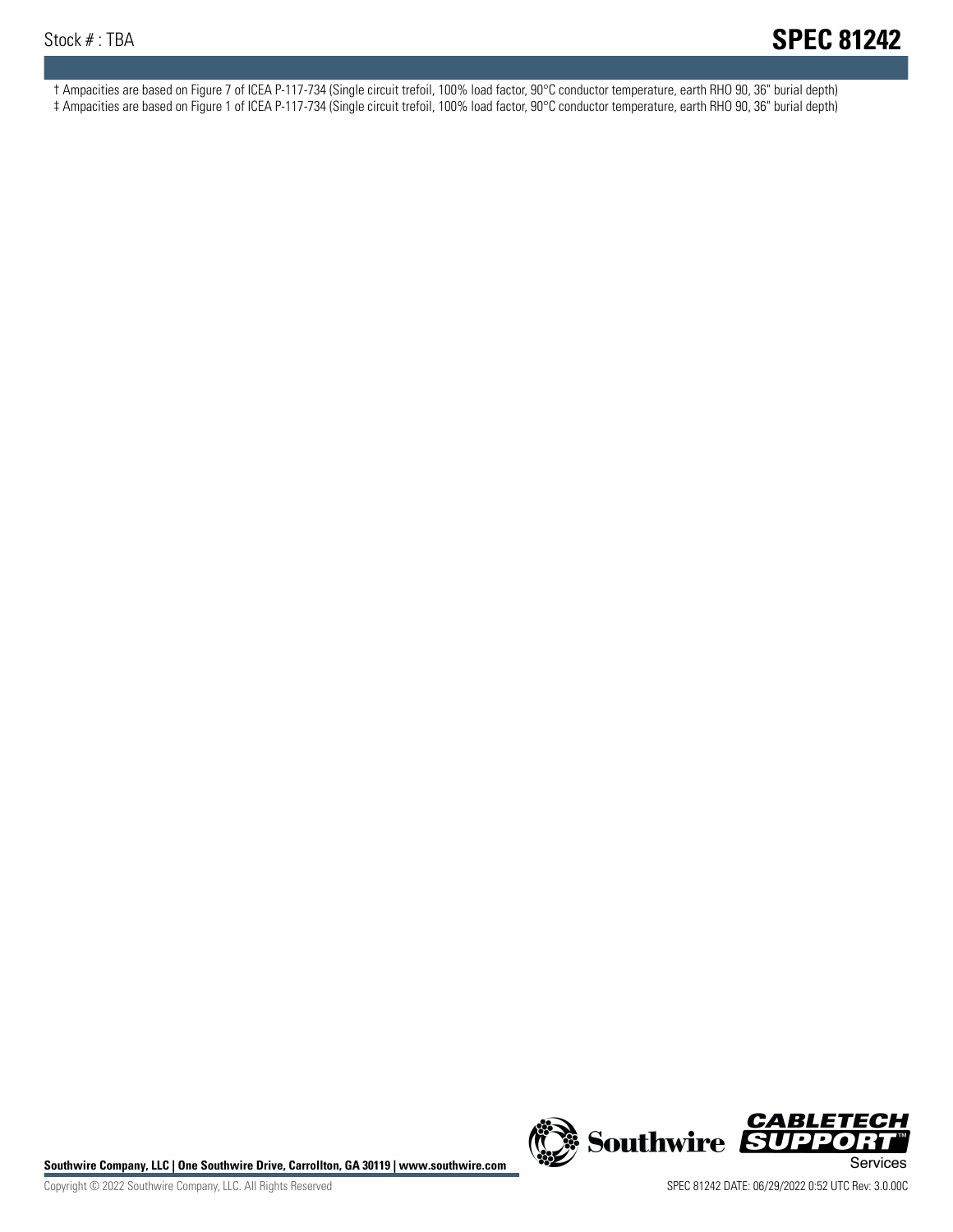† Ampacities are based on Figure 7 of ICEA P-117-734 (Single circuit trefoil, 100% load factor, 90°C conductor temperature, earth RHO 90, 36" burial depth)

‡ Ampacities are based on Figure 1 of ICEA P-117-734 (Single circuit trefoil, 100% load factor, 90°C conductor temperature, earth RHO 90, 36" burial depth)